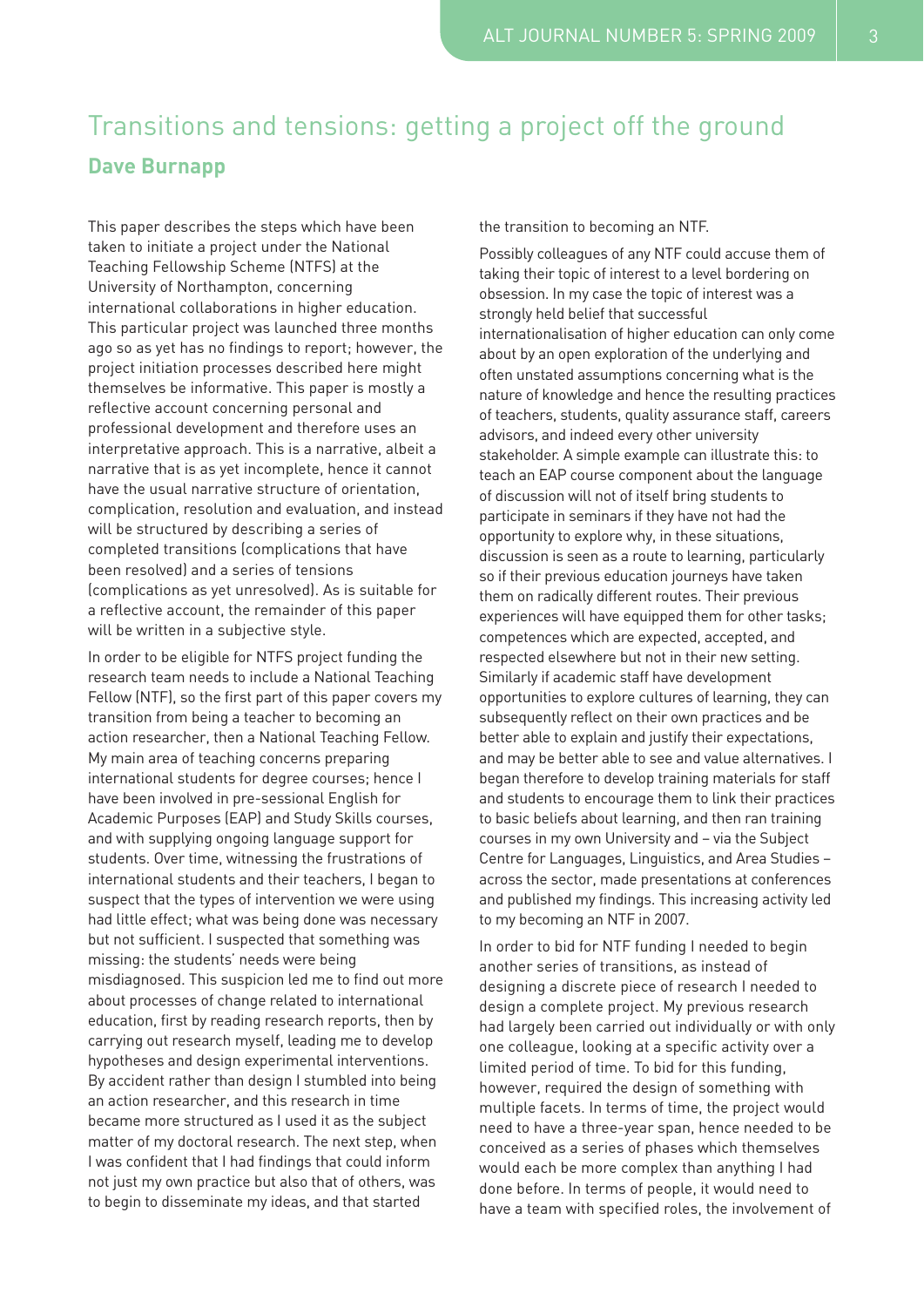# Transitions and tensions: getting a project off the ground

**Dave Burnapp**

This paper describes the steps which have been taken to initiate a project under the National Teaching Fellowship Scheme (NTFS) at the University of Northampton, concerning international collaborations in higher education. This particular project was launched three months ago so as yet has no findings to report; however, the project initiation processes described here might themselves be informative. This paper is mostly a reflective account concerning personal and professional development and therefore uses an interpretative approach. This is a narrative, albeit a narrative that is as yet incomplete, hence it cannot have the usual narrative structure of orientation, complication, resolution and evaluation, and instead will be structured by describing a series of completed transitions (complications that have been resolved) and a series of tensions (complications as yet unresolved). As is suitable for a reflective account, the remainder of this paper will be written in a subjective style.

In order to be eligible for NTFS project funding the research team needs to include a National Teaching Fellow (NTF), so the first part of this paper covers my transition from being a teacher to becoming an action researcher, then a National Teaching Fellow. My main area of teaching concerns preparing international students for degree courses; hence I have been involved in pre-sessional English for Academic Purposes (EAP) and Study Skills courses, and with supplying ongoing language support for students. Over time, witnessing the frustrations of international students and their teachers, I began to suspect that the types of intervention we were using had little effect; what was being done was necessary but not sufficient. I suspected that something was missing: the students' needs were being misdiagnosed. This suspicion led me to find out more about processes of change related to international education, first by reading research reports, then by carrying out research myself, leading me to develop hypotheses and design experimental interventions. By accident rather than design I stumbled into being an action researcher, and this research in time became more structured as I used it as the subject matter of my doctoral research. The next step, when I was confident that I had findings that could inform not just my own practice but also that of others, was to begin to disseminate my ideas, and that started the transition to becoming an NTF.

Possibly colleagues of any NTF could accuse them of taking their topic of interest to a level bordering on obsession. In my case the topic of interest was a strongly held belief that successful internationalisation of higher education can only come about by an open exploration of the underlying and often unstated assumptions concerning what is the nature of knowledge and hence the resulting practices of teachers, students, quality assurance staff, careers advisors, and indeed every other university stakeholder. A simple example can illustrate this: to teach an EAP course component about the language of discussion will not of itself bring students to participate in seminars if they have not had the opportunity to explore why, in these situations, discussion is seen as a route to learning, particularly so if their previous education journeys have taken them on radically different routes. Their previous experiences will have equipped them for other tasks; competences which are expected, accepted, and respected elsewhere but not in their new setting. Similarly if academic staff have development opportunities to explore cultures of learning, they can subsequently reflect on their own practices and be better able to explain and justify their expectations, and may be better able to see and value alternatives. I began therefore to develop training materials for staff and students to encourage them to link their practices to basic beliefs about learning, and then ran training courses in my own University and – via the Subject Centre for Languages, Linguistics, and Area Studies – across the sector, made presentations at conferences and published my findings. This increasing activity led to my becoming an NTF in 2007.

In order to bid for NTF funding I needed to begin another series of transitions, as instead of designing a discrete piece of research I needed to design a complete project. My previous research had largely been carried out individually or with only one colleague, looking at a specific activity over a limited period of time. To bid for this funding, however, required the design of something with multiple facets. In terms of time, the project would need to have a three-year span, hence needed to be conceived as a series of phases which themselves would each be more complex than anything I had done before. In terms of people, it would need to have a team with specified roles, the involvement of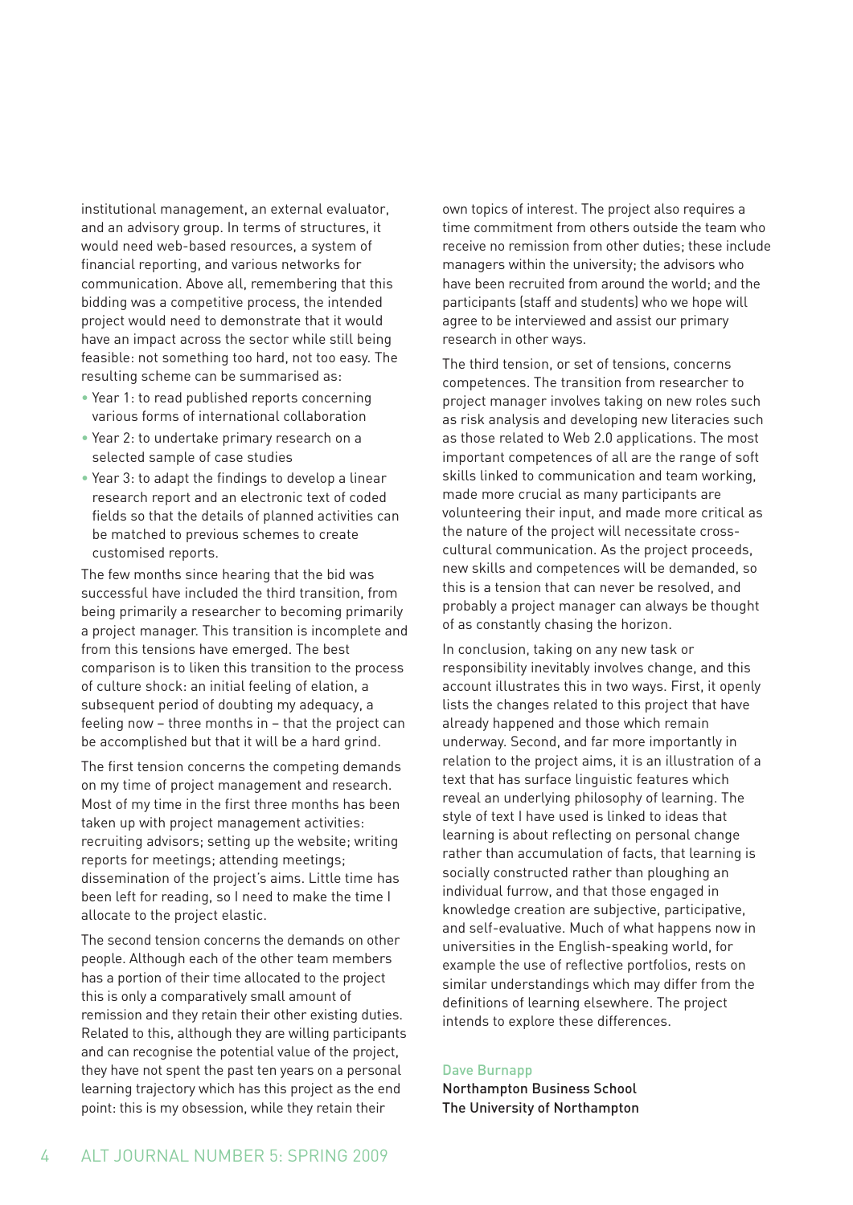institutional management, an external evaluator, and an advisory group. In terms of structures, it would need web-based resources, a system of financial reporting, and various networks for communication. Above all, remembering that this bidding was a competitive process, the intended project would need to demonstrate that it would have an impact across the sector while still being feasible: not something too hard, not too easy. The resulting scheme can be summarised as:

- Year 1: to read published reports concerning various forms of international collaboration
- Year 2: to undertake primary research on a selected sample of case studies
- Year 3: to adapt the findings to develop a linear research report and an electronic text of coded fields so that the details of planned activities can be matched to previous schemes to create customised reports.

The few months since hearing that the bid was successful have included the third transition, from being primarily a researcher to becoming primarily a project manager. This transition is incomplete and from this tensions have emerged. The best comparison is to liken this transition to the process of culture shock: an initial feeling of elation, a subsequent period of doubting my adequacy, a feeling now – three months in – that the project can be accomplished but that it will be a hard grind.

The first tension concerns the competing demands on my time of project management and research. Most of my time in the first three months has been taken up with project management activities: recruiting advisors; setting up the website; writing reports for meetings; attending meetings; dissemination of the project's aims. Little time has been left for reading, so I need to make the time I allocate to the project elastic.

The second tension concerns the demands on other people. Although each of the other team members has a portion of their time allocated to the project this is only a comparatively small amount of remission and they retain their other existing duties. Related to this, although they are willing participants and can recognise the potential value of the project, they have not spent the past ten years on a personal learning trajectory which has this project as the end point: this is my obsession, while they retain their own topics of interest. The project also requires a time commitment from others outside the team who receive no remission from other duties; these include managers within the university; the advisors who have been recruited from around the world; and the participants (staff and students) who we hope will agree to be interviewed and assist our primary research in other ways.

The third tension, or set of tensions, concerns competences. The transition from researcher to project manager involves taking on new roles such as risk analysis and developing new literacies such as those related to Web 2.0 applications. The most important competences of all are the range of soft skills linked to communication and team working, made more crucial as many participants are volunteering their input, and made more critical as the nature of the project will necessitate cross-cultural communication. As the project proceeds, new skills and competences will be demanded, so this is a tension that can never be resolved, and probably a project manager can always be thought of as constantly chasing the horizon.

In conclusion, taking on any new task or responsibility inevitably involves change, and this account illustrates this in two ways. First, it openly lists the changes related to this project that have already happened and those which remain underway. Second, and far more importantly in relation to the project aims, it is an illustration of a text that has surface linguistic features which reveal an underlying philosophy of learning. The style of text I have used is linked to ideas that learning is about reflecting on personal change rather than accumulation of facts, that learning is socially constructed rather than ploughing an individual furrow, and that those engaged in knowledge creation are subjective, participative, and self-evaluative. Much of what happens now in universities in the English-speaking world, for example the use of reflective portfolios, rests on similar understandings which may differ from the definitions of learning elsewhere. The project intends to explore these differences.

Dave Burnapp
Northampton Business School
The University of Northampton